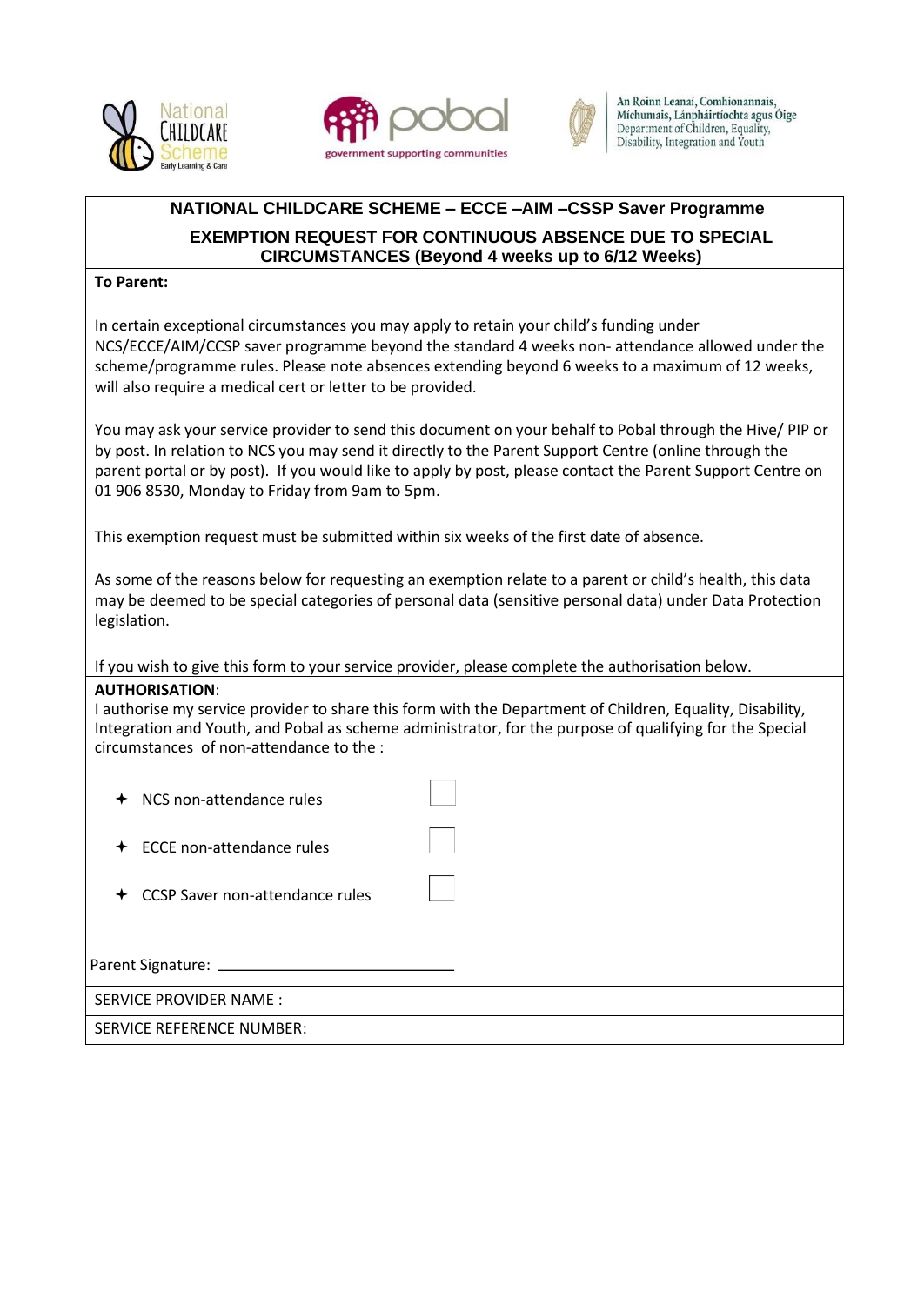National Childcare Scheme Early Learning & Care

pobal government supporting communities

An Roinn Leanaí, Comhionannais, Míchumais, Lánpháirtíochta agus Óige
Department of Children, Equality, Disability, Integration and Youth

## NATIONAL CHILDCARE SCHEME – ECCE –AIM –CSSP Saver Programme

### EXEMPTION REQUEST FOR CONTINUOUS ABSENCE DUE TO SPECIAL CIRCUMSTANCES (Beyond 4 weeks up to 6/12 Weeks)

**To Parent:**

In certain exceptional circumstances you may apply to retain your child's funding under NCS/ECCE/AIM/CCSP saver programme beyond the standard 4 weeks non- attendance allowed under the scheme/programme rules. Please note absences extending beyond 6 weeks to a maximum of 12 weeks, will also require a medical cert or letter to be provided.

You may ask your service provider to send this document on your behalf to Pobal through the Hive/ PIP or by post. In relation to NCS you may send it directly to the Parent Support Centre (online through the parent portal or by post). If you would like to apply by post, please contact the Parent Support Centre on 01 906 8530, Monday to Friday from 9am to 5pm.

This exemption request must be submitted within six weeks of the first date of absence.

As some of the reasons below for requesting an exemption relate to a parent or child's health, this data may be deemed to be special categories of personal data (sensitive personal data) under Data Protection legislation.

If you wish to give this form to your service provider, please complete the authorisation below.

**AUTHORISATION**:
I authorise my service provider to share this form with the Department of Children, Equality, Disability, Integration and Youth, and Pobal as scheme administrator, for the purpose of qualifying for the Special circumstances of non-attendance to the :

- NCS non-attendance rules ☐
- ECCE non-attendance rules ☐
- CCSP Saver non-attendance rules ☐

Parent Signature: ______________________________

SERVICE PROVIDER NAME :

SERVICE REFERENCE NUMBER: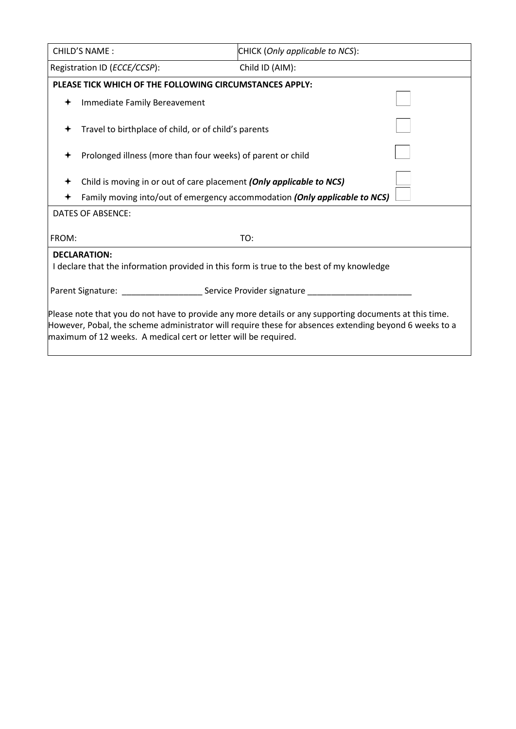| CHILD'S NAME : | CHICK (*Only applicable to NCS*): |
|---|---|
| Registration ID (*ECCE/CCSP*): | Child ID (AIM): |

**PLEASE TICK WHICH OF THE FOLLOWING CIRCUMSTANCES APPLY:**

- Immediate Family Bereavement ☐
- Travel to birthplace of child, or of child's parents ☐
- Prolonged illness (more than four weeks) of parent or child ☐
- Child is moving in or out of care placement ***(Only applicable to NCS)*** ☐
- Family moving into/out of emergency accommodation ***(Only applicable to NCS)*** ☐

DATES OF ABSENCE:

FROM: TO:

**DECLARATION:**

I declare that the information provided in this form is true to the best of my knowledge

Parent Signature: _________________ Service Provider signature ______________________

Please note that you do not have to provide any more details or any supporting documents at this time. However, Pobal, the scheme administrator will require these for absences extending beyond 6 weeks to a maximum of 12 weeks. A medical cert or letter will be required.